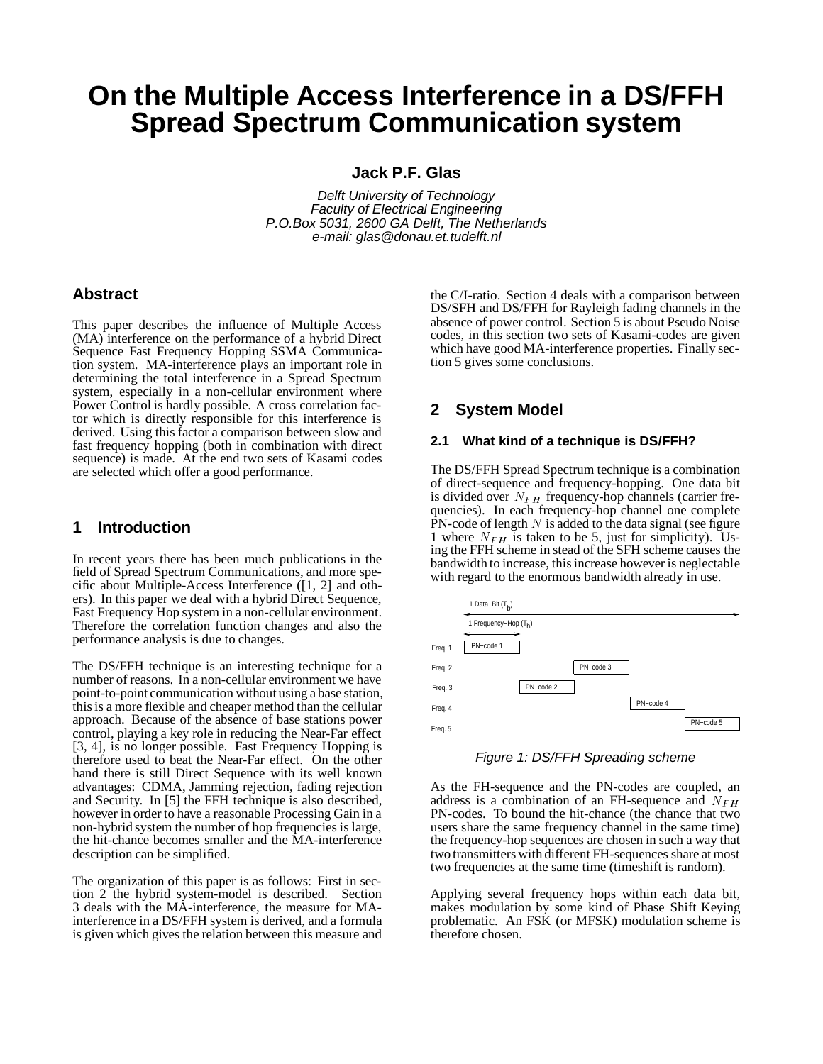# On the Multiple Access Interference in a DS/FFH Spread Spectrum Communication system

**Jack P.F. Glas**

*Delft University of Technology*
*Faculty of Electrical Engineering*
*P.O.Box 5031, 2600 GA Delft, The Netherlands*
*e-mail: glas@donau.et.tudelft.nl*

## Abstract

This paper describes the influence of Multiple Access (MA) interference on the performance of a hybrid Direct Sequence Fast Frequency Hopping SSMA Communication system. MA-interference plays an important role in determining the total interference in a Spread Spectrum system, especially in a non-cellular environment where Power Control is hardly possible. A cross correlation factor which is directly responsible for this interference is derived. Using this factor a comparison between slow and fast frequency hopping (both in combination with direct sequence) is made. At the end two sets of Kasami codes are selected which offer a good performance.

## 1 Introduction

In recent years there has been much publications in the field of Spread Spectrum Communications, and more specific about Multiple-Access Interference ([1, 2] and others). In this paper we deal with a hybrid Direct Sequence, Fast Frequency Hop system in a non-cellular environment. Therefore the correlation function changes and also the performance analysis is due to changes.

The DS/FFH technique is an interesting technique for a number of reasons. In a non-cellular environment we have point-to-point communication without using a base station, this is a more flexible and cheaper method than the cellular approach. Because of the absence of base stations power control, playing a key role in reducing the Near-Far effect [3, 4], is no longer possible. Fast Frequency Hopping is therefore used to beat the Near-Far effect. On the other hand there is still Direct Sequence with its well known advantages: CDMA, Jamming rejection, fading rejection and Security. In [5] the FFH technique is also described, however in order to have a reasonable Processing Gain in a non-hybrid system the number of hop frequencies is large, the hit-chance becomes smaller and the MA-interference description can be simplified.

The organization of this paper is as follows: First in section 2 the hybrid system-model is described. Section 3 deals with the MA-interference, the measure for MA-interference in a DS/FFH system is derived, and a formula is given which gives the relation between this measure and the C/I-ratio. Section 4 deals with a comparison between DS/SFH and DS/FFH for Rayleigh fading channels in the absence of power control. Section 5 is about Pseudo Noise codes, in this section two sets of Kasami-codes are given which have good MA-interference properties. Finally section 5 gives some conclusions.

## 2 System Model

### 2.1 What kind of a technique is DS/FFH?

The DS/FFH Spread Spectrum technique is a combination of direct-sequence and frequency-hopping. One data bit is divided over $N_{FH}$ frequency-hop channels (carrier frequencies). In each frequency-hop channel one complete PN-code of length $N$ is added to the data signal (see figure 1 where $N_{FH}$ is taken to be 5, just for simplicity). Using the FFH scheme in stead of the SFH scheme causes the bandwidth to increase, this increase however is neglectable with regard to the enormous bandwidth already in use.

| | 1 Data–Bit ($T_b$) / 1 Frequency–Hop ($T_h$) | | | | |
|---|---|---|---|---|---|
| Freq. 1 | PN–code 1 | | | | |
| Freq. 2 | | | PN–code 3 | | |
| Freq. 3 | | PN–code 2 | | | |
| Freq. 4 | | | | PN–code 4 | |
| Freq. 5 | | | | | PN–code 5 |

*Figure 1: DS/FFH Spreading scheme*

As the FH-sequence and the PN-codes are coupled, an address is a combination of an FH-sequence and $N_{FH}$ PN-codes. To bound the hit-chance (the chance that two users share the same frequency channel in the same time) the frequency-hop sequences are chosen in such a way that two transmitters with different FH-sequences share at most two frequencies at the same time (timeshift is random).

Applying several frequency hops within each data bit, makes modulation by some kind of Phase Shift Keying problematic. An FSK (or MFSK) modulation scheme is therefore chosen.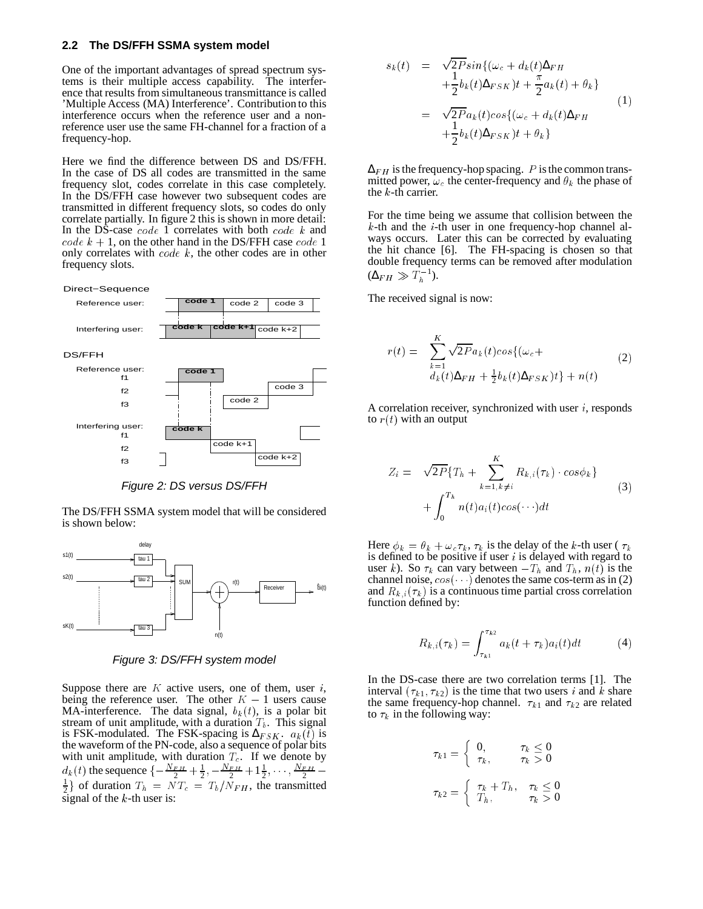### 2.2 The DS/FFH SSMA system model

One of the important advantages of spread spectrum systems is their multiple access capability. The interference that results from simultaneous transmittance is called 'Multiple Access (MA) Interference'. Contribution to this interference occurs when the reference user and a non-reference user use the same FH-channel for a fraction of a frequency-hop.

Here we find the difference between DS and DS/FFH. In the case of DS all codes are transmitted in the same frequency slot, codes correlate in this case completely. In the DS/FFH case however two subsequent codes are transmitted in different frequency slots, so codes do only correlate partially. In figure 2 this is shown in more detail: In the DS-case $code\ 1$ correlates with both $code\ k$ and $code\ k+1$, on the other hand in the DS/FFH case $code\ 1$ only correlates with $code\ k$, the other codes are in other frequency slots.

*Figure 2: DS versus DS/FFH*

The DS/FFH SSMA system model that will be considered is shown below:

*Figure 3: DS/FFH system model*

Suppose there are $K$ active users, one of them, user $i$, being the reference user. The other $K-1$ users cause MA-interference. The data signal, $b_k(t)$, is a polar bit stream of unit amplitude, with a duration $T_b$. This signal is FSK-modulated. The FSK-spacing is $\Delta_{FSK}$. $a_k(t)$ is the waveform of the PN-code, also a sequence of polar bits with unit amplitude, with duration $T_c$. If we denote by $d_k(t)$ the sequence $\{-\frac{N_{FH}}{2}+\frac{1}{2}, -\frac{N_{FH}}{2}+1\frac{1}{2}, \ldots, \frac{N_{FH}}{2}-\frac{1}{2}\}$ of duration $T_h = NT_c = T_b/N_{FH}$, the transmitted signal of the $k$-th user is:

$$
\begin{aligned}
s_k(t) &= \sqrt{2P} sin\{(\omega_c + d_k(t)\Delta_{FH} \\
&\quad + \frac{1}{2}b_k(t)\Delta_{FSK})t + \frac{\pi}{2}a_k(t) + \theta_k\} \\
&= \sqrt{2P} a_k(t) cos\{(\omega_c + d_k(t)\Delta_{FH} \\
&\quad + \frac{1}{2}b_k(t)\Delta_{FSK})t + \theta_k\}
\end{aligned} \tag{1}
$$

$\Delta_{FH}$ is the frequency-hop spacing. $P$ is the common transmitted power, $\omega_c$ the center-frequency and $\theta_k$ the phase of the $k$-th carrier.

For the time being we assume that collision between the $k$-th and the $i$-th user in one frequency-hop channel always occurs. Later this can be corrected by evaluating the hit chance [6]. The FH-spacing is chosen so that double frequency terms can be removed after modulation ($\Delta_{FH} \gg T_h^{-1}$).

The received signal is now:

$$
\begin{aligned}
r(t) = &\sum_{k=1}^{K} \sqrt{2P} a_k(t) cos\{(\omega_c + \\
&d_k(t)\Delta_{FH} + \tfrac{1}{2}b_k(t)\Delta_{FSK})t\} + n(t)
\end{aligned} \tag{2}
$$

A correlation receiver, synchronized with user $i$, responds to $r(t)$ with an output

$$
\begin{aligned}
Z_i = &\sqrt{2P}\{T_h + \sum_{k=1, k\neq i}^{K} R_{k,i}(\tau_k) \cdot cos\phi_k\} \\
&+ \int_0^{T_h} n(t) a_i(t) cos(\cdots) dt
\end{aligned} \tag{3}
$$

Here $\phi_k = \theta_k + \omega_c \tau_k$, $\tau_k$ is the delay of the $k$-th user ( $\tau_k$ is defined to be positive if user $i$ is delayed with regard to user $k$). So $\tau_k$ can vary between $-T_h$ and $T_h$, $n(t)$ is the channel noise, $cos(\cdots)$ denotes the same cos-term as in (2) and $R_{k,i}(\tau_k)$ is a continuous time partial cross correlation function defined by:

$$
R_{k,i}(\tau_k) = \int_{\tau_{k1}}^{\tau_{k2}} a_k(t+\tau_k) a_i(t) dt \tag{4}
$$

In the DS-case there are two correlation terms [1]. The interval $(\tau_{k1}, \tau_{k2})$ is the time that two users $i$ and $k$ share the same frequency-hop channel. $\tau_{k1}$ and $\tau_{k2}$ are related to $\tau_k$ in the following way:

$$
\tau_{k1} = \begin{cases} 0, & \tau_k \leq 0 \\ \tau_k, & \tau_k > 0 \end{cases}
$$

$$
\tau_{k2} = \begin{cases} \tau_k + T_h, & \tau_k \leq 0 \\ T_h, & \tau_k > 0 \end{cases}
$$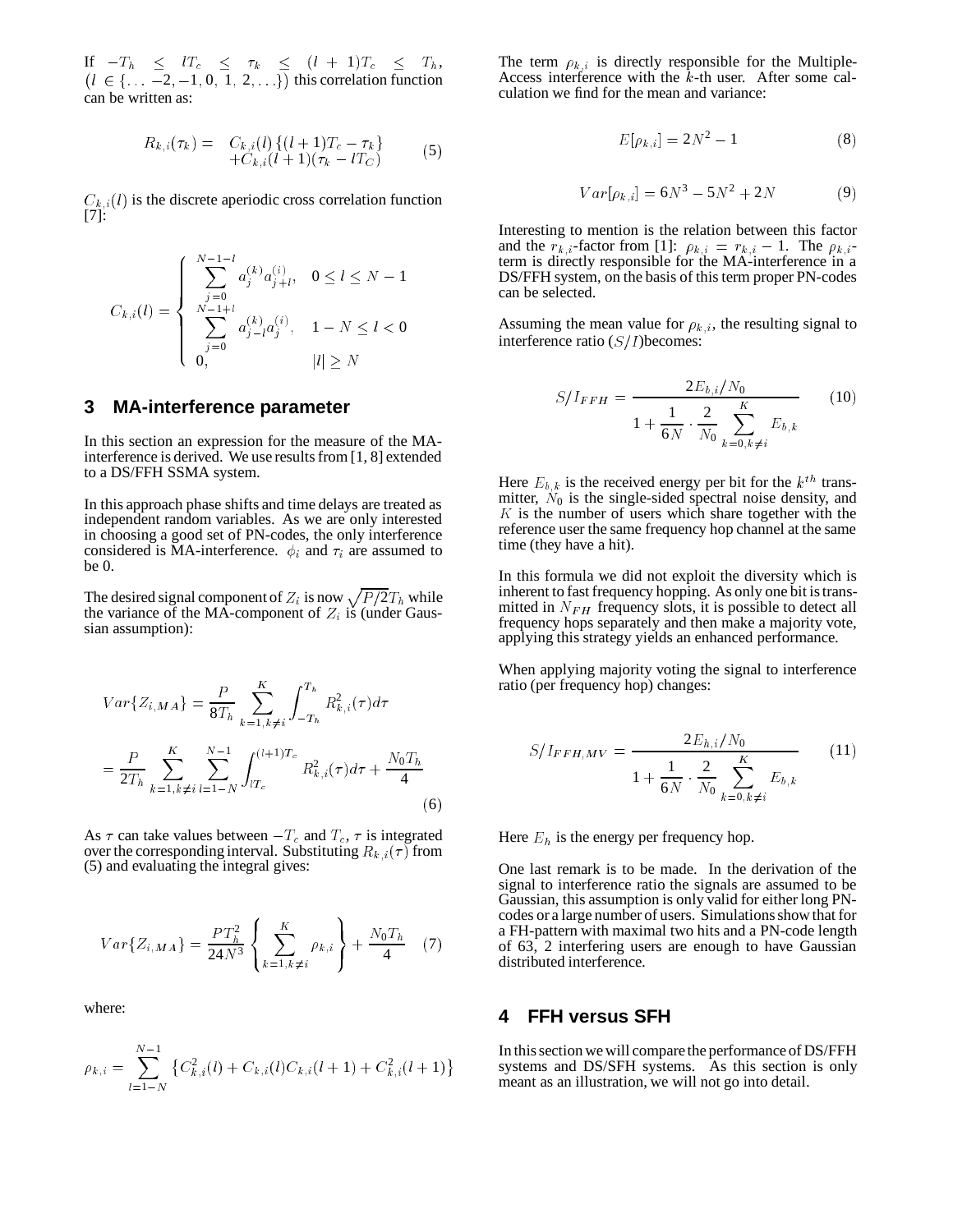If $-T_h \leq lT_c \leq \tau_k \leq (l+1)T_c \leq T_h$, $\left(l \in \{\ldots -2, -1, 0, 1, 2, \ldots\}\right)$ this correlation function can be written as:

$$R_{k,i}(\tau_k) = \begin{array}{l} C_{k,i}(l)\{(l+1)T_c - \tau_k\} \\ +C_{k,i}(l+1)(\tau_k - lT_C) \end{array} \quad (5)$$

$C_{k,i}(l)$ is the discrete aperiodic cross correlation function [7]:

$$C_{k,i}(l) = \begin{cases} \sum_{j=0}^{N-1-l} a_j^{(k)} a_{j+l}^{(i)}, & 0 \leq l \leq N-1 \\ \sum_{j=0}^{N-1+l} a_{j-l}^{(k)} a_j^{(i)}, & 1-N \leq l < 0 \\ 0, & |l| \geq N \end{cases}$$

## 3 MA-interference parameter

In this section an expression for the measure of the MA-interference is derived. We use results from [1, 8] extended to a DS/FFH SSMA system.

In this approach phase shifts and time delays are treated as independent random variables. As we are only interested in choosing a good set of PN-codes, the only interference considered is MA-interference. $\phi_i$ and $\tau_i$ are assumed to be 0.

The desired signal component of $Z_i$ is now $\sqrt{P/2}T_h$ while the variance of the MA-component of $Z_i$ is (under Gaussian assumption):

$$\begin{aligned} Var\{Z_{i,MA}\} &= \frac{P}{8T_h} \sum_{k=1,k\neq i}^{K} \int_{-T_h}^{T_h} R_{k,i}^2(\tau) d\tau \\ &= \frac{P}{2T_h} \sum_{k=1,k\neq i}^{K} \sum_{l=1-N}^{N-1} \int_{lT_c}^{(l+1)T_c} R_{k,i}^2(\tau) d\tau + \frac{N_0 T_h}{4} \end{aligned} \quad (6)$$

As $\tau$ can take values between $-T_c$ and $T_c$, $\tau$ is integrated over the corresponding interval. Substituting $R_{k,i}(\tau)$ from (5) and evaluating the integral gives:

$$Var\{Z_{i,MA}\} = \frac{PT_h^2}{24N^3} \left\{ \sum_{k=1,k\neq i}^{K} \rho_{k,i} \right\} + \frac{N_0 T_h}{4} \quad (7)$$

where:

$$\rho_{k,i} = \sum_{l=1-N}^{N-1} \left\{ C_{k,i}^2(l) + C_{k,i}(l)C_{k,i}(l+1) + C_{k,i}^2(l+1) \right\}$$

The term $\rho_{k,i}$ is directly responsible for the Multiple-Access interference with the $k$-th user. After some calculation we find for the mean and variance:

$$E[\rho_{k,i}] = 2N^2 - 1 \quad (8)$$

$$Var[\rho_{k,i}] = 6N^3 - 5N^2 + 2N \quad (9)$$

Interesting to mention is the relation between this factor and the $r_{k,i}$-factor from [1]: $\rho_{k,i} = r_{k,i} - 1$. The $\rho_{k,i}$-term is directly responsible for the MA-interference in a DS/FFH system, on the basis of this term proper PN-codes can be selected.

Assuming the mean value for $\rho_{k,i}$, the resulting signal to interference ratio ($S/I$)becomes:

$$S/I_{FFH} = \frac{2E_{b,i}/N_0}{1 + \frac{1}{6N} \cdot \frac{2}{N_0} \sum_{k=0,k\neq i}^{K} E_{b,k}} \quad (10)$$

Here $E_{b,k}$ is the received energy per bit for the $k^{th}$ transmitter, $N_0$ is the single-sided spectral noise density, and $K$ is the number of users which share together with the reference user the same frequency hop channel at the same time (they have a hit).

In this formula we did not exploit the diversity which is inherent to fast frequency hopping. As only one bit is transmitted in $N_{FH}$ frequency slots, it is possible to detect all frequency hops separately and then make a majority vote, applying this strategy yields an enhanced performance.

When applying majority voting the signal to interference ratio (per frequency hop) changes:

$$S/I_{FFH,MV} = \frac{2E_{h,i}/N_0}{1 + \frac{1}{6N} \cdot \frac{2}{N_0} \sum_{k=0,k\neq i}^{K} E_{b,k}} \quad (11)$$

Here $E_h$ is the energy per frequency hop.

One last remark is to be made. In the derivation of the signal to interference ratio the signals are assumed to be Gaussian, this assumption is only valid for either long PN-codes or a large number of users. Simulations show that for a FH-pattern with maximal two hits and a PN-code length of 63, 2 interfering users are enough to have Gaussian distributed interference.

## 4 FFH versus SFH

In this section we will compare the performance of DS/FFH systems and DS/SFH systems. As this section is only meant as an illustration, we will not go into detail.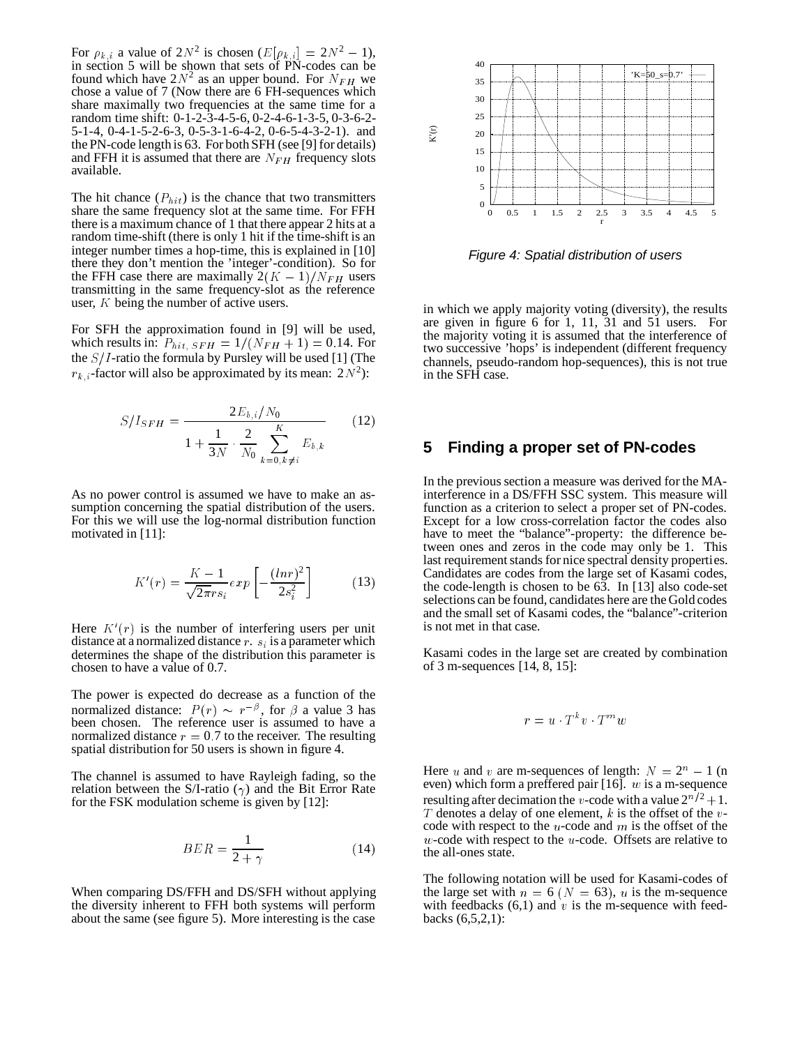For $\rho_{k,i}$ a value of $2N^2$ is chosen ($E[\rho_{k,i}] = 2N^2 - 1$), in section 5 will be shown that sets of PN-codes can be found which have $2N^2$ as an upper bound. For $N_{FH}$ we chose a value of 7 (Now there are 6 FH-sequences which share maximally two frequencies at the same time for a random time shift: 0-1-2-3-4-5-6, 0-2-4-6-1-3-5, 0-3-6-2-5-1-4, 0-4-1-5-2-6-3, 0-5-3-1-6-4-2, 0-6-5-4-3-2-1). and the PN-code length is 63. For both SFH (see [9] for details) and FFH it is assumed that there are $N_{FH}$ frequency slots available.

The hit chance ($P_{hit}$) is the chance that two transmitters share the same frequency slot at the same time. For FFH there is a maximum chance of 1 that there appear 2 hits at a random time-shift (there is only 1 hit if the time-shift is an integer number times a hop-time, this is explained in [10] there they don't mention the 'integer'-condition). So for the FFH case there are maximally $2(K-1)/N_{FH}$ users transmitting in the same frequency-slot as the reference user, $K$ being the number of active users.

For SFH the approximation found in [9] will be used, which results in: $P_{hit,\,SFH} = 1/(N_{FH}+1) = 0.14$. For the $S/I$-ratio the formula by Pursley will be used [1] (The $r_{k,i}$-factor will also be approximated by its mean: $2N^2$):

$$S/I_{SFH} = \frac{2E_{b,i}/N_0}{1 + \frac{1}{3N} \cdot \frac{2}{N_0} \sum_{k=0, k \neq i}^{K} E_{b,k}} \qquad (12)$$

As no power control is assumed we have to make an assumption concerning the spatial distribution of the users. For this we will use the log-normal distribution function motivated in [11]:

$$K'(r) = \frac{K-1}{\sqrt{2\pi} r s_i} exp\left[-\frac{(ln r)^2}{2s_i^2}\right] \qquad (13)$$

Here $K'(r)$ is the number of interfering users per unit distance at a normalized distance $r$. $s_i$ is a parameter which determines the shape of the distribution this parameter is chosen to have a value of 0.7.

The power is expected do decrease as a function of the normalized distance: $P(r) \sim r^{-\beta}$, for $\beta$ a value 3 has been chosen. The reference user is assumed to have a normalized distance $r = 0.7$ to the receiver. The resulting spatial distribution for 50 users is shown in figure 4.

The channel is assumed to have Rayleigh fading, so the relation between the S/I-ratio ($\gamma$) and the Bit Error Rate for the FSK modulation scheme is given by [12]:

$$BER = \frac{1}{2+\gamma} \qquad (14)$$

When comparing DS/FFH and DS/SFH without applying the diversity inherent to FFH both systems will perform about the same (see figure 5). More interesting is the case

*Figure 4: Spatial distribution of users*

in which we apply majority voting (diversity), the results are given in figure 6 for 1, 11, 31 and 51 users. For the majority voting it is assumed that the interference of two successive 'hops' is independent (different frequency channels, pseudo-random hop-sequences), this is not true in the SFH case.

## 5 Finding a proper set of PN-codes

In the previous section a measure was derived for the MA-interference in a DS/FFH SSC system. This measure will function as a criterion to select a proper set of PN-codes. Except for a low cross-correlation factor the codes also have to meet the "balance"-property: the difference between ones and zeros in the code may only be 1. This last requirement stands for nice spectral density properties. Candidates are codes from the large set of Kasami codes, the code-length is chosen to be 63. In [13] also code-set selections can be found, candidates here are the Gold codes and the small set of Kasami codes, the "balance"-criterion is not met in that case.

Kasami codes in the large set are created by combination of 3 m-sequences [14, 8, 15]:

$$r = u \cdot T^k v \cdot T^m w$$

Here $u$ and $v$ are m-sequences of length: $N = 2^n - 1$ (n even) which form a preffered pair [16]. $w$ is a m-sequence resulting after decimation the $v$-code with a value $2^{n/2}+1$. $T$ denotes a delay of one element, $k$ is the offset of the $v$-code with respect to the $u$-code and $m$ is the offset of the $w$-code with respect to the $u$-code. Offsets are relative to the all-ones state.

The following notation will be used for Kasami-codes of the large set with $n = 6$ ($N = 63$), $u$ is the m-sequence with feedbacks (6,1) and $v$ is the m-sequence with feedbacks (6,5,2,1):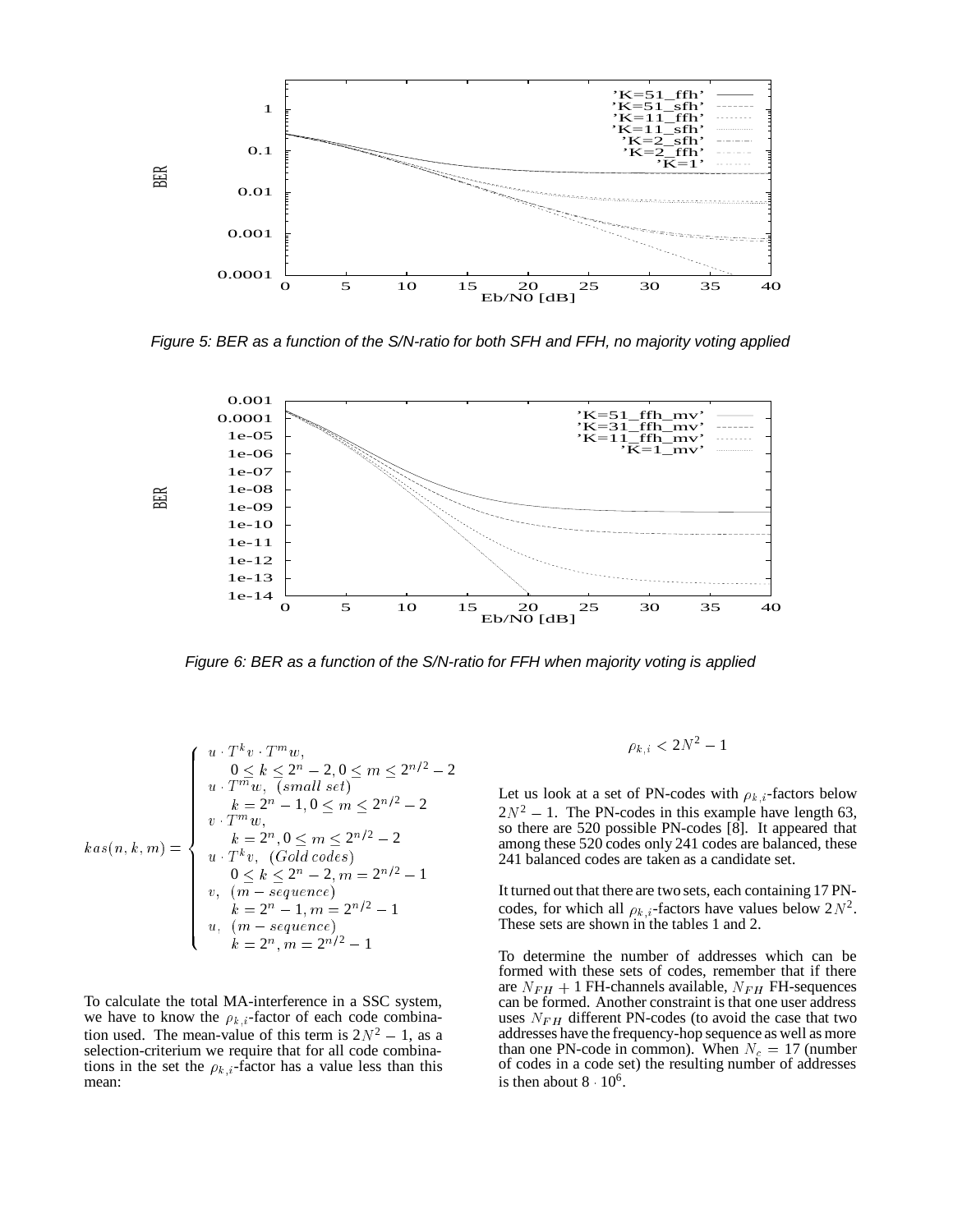Figure 5: BER as a function of the S/N-ratio for both SFH and FFH, no majority voting applied

Figure 6: BER as a function of the S/N-ratio for FFH when majority voting is applied

$$
kas(n,k,m) = \begin{cases} u \cdot T^k v \cdot T^m w, \\ \quad 0 \le k \le 2^n - 2, 0 \le m \le 2^{n/2} - 2 \\ u \cdot T^m w, \ (small\ set) \\ \quad k = 2^n - 1, 0 \le m \le 2^{n/2} - 2 \\ v \cdot T^m w, \\ \quad k = 2^n, 0 \le m \le 2^{n/2} - 2 \\ u \cdot T^k v, \ (Gold\ codes) \\ \quad 0 \le k \le 2^n - 2, m = 2^{n/2} - 1 \\ v, \ (m-sequence) \\ \quad k = 2^n - 1, m = 2^{n/2} - 1 \\ u, \ (m-sequence) \\ \quad k = 2^n, m = 2^{n/2} - 1 \end{cases}
$$

To calculate the total MA-interference in a SSC system, we have to know the $\rho_{k,i}$-factor of each code combination used. The mean-value of this term is $2N^2 - 1$, as a selection-criterium we require that for all code combinations in the set the $\rho_{k,i}$-factor has a value less than this mean:

$$
\rho_{k,i} < 2N^2 - 1
$$

Let us look at a set of PN-codes with $\rho_{k,i}$-factors below $2N^2 - 1$. The PN-codes in this example have length 63, so there are 520 possible PN-codes [8]. It appeared that among these 520 codes only 241 codes are balanced, these 241 balanced codes are taken as a candidate set.

It turned out that there are two sets, each containing 17 PN-codes, for which all $\rho_{k,i}$-factors have values below $2N^2$. These sets are shown in the tables 1 and 2.

To determine the number of addresses which can be formed with these sets of codes, remember that if there are $N_{FH} + 1$ FH-channels available, $N_{FH}$ FH-sequences can be formed. Another constraint is that one user address uses $N_{FH}$ different PN-codes (to avoid the case that two addresses have the frequency-hop sequence as well as more than one PN-code in common). When $N_c = 17$ (number of codes in a code set) the resulting number of addresses is then about $8 \cdot 10^6$.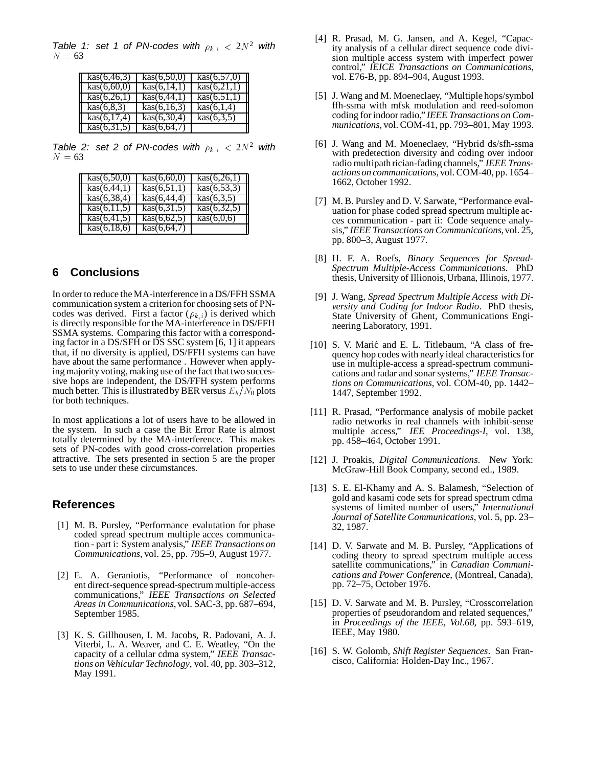Table 1: set 1 of PN-codes with $\rho_{k,i} < 2N^2$ with $N = 63$

| | | |
|---|---|---|
| kas(6,46,3) | kas(6,50,0) | kas(6,57,0) |
| kas(6,60,0) | kas(6,14,1) | kas(6,21,1) |
| kas(6,26,1) | kas(6,44,1) | kas(6,51,1) |
| kas(6,8,3) | kas(6,16,3) | kas(6,1,4) |
| kas(6,17,4) | kas(6,30,4) | kas(6,3,5) |
| kas(6,31,5) | kas(6,64,7) | |

Table 2: set 2 of PN-codes with $\rho_{k,i} < 2N^2$ with $N = 63$

| | | |
|---|---|---|
| kas(6,50,0) | kas(6,60,0) | kas(6,26,1) |
| kas(6,44,1) | kas(6,51,1) | kas(6,53,3) |
| kas(6,38,4) | kas(6,44,4) | kas(6,3,5) |
| kas(6,11,5) | kas(6,31,5) | kas(6,32,5) |
| kas(6,41,5) | kas(6,62,5) | kas(6,0,6) |
| kas(6,18,6) | kas(6,64,7) | |

## 6 Conclusions

In order to reduce the MA-interference in a DS/FFH SSMA communication system a criterion for choosing sets of PN-codes was derived. First a factor ($\rho_{k,i}$) is derived which is directly responsible for the MA-interference in DS/FFH SSMA systems. Comparing this factor with a corresponding factor in a DS/SFH or DS SSC system [6, 1] it appears that, if no diversity is applied, DS/FFH systems can have have about the same performance . However when applying majority voting, making use of the fact that two successive hops are independent, the DS/FFH system performs much better. This is illustrated by BER versus $E_b/N_0$ plots for both techniques.

In most applications a lot of users have to be allowed in the system. In such a case the Bit Error Rate is almost totally determined by the MA-interference. This makes sets of PN-codes with good cross-correlation properties attractive. The sets presented in section 5 are the proper sets to use under these circumstances.

## References

[1] M. B. Pursley, "Performance evalutation for phase coded spread spectrum multiple acces communication - part i: System analysis," *IEEE Transactions on Communications*, vol. 25, pp. 795–9, August 1977.

[2] E. A. Geraniotis, "Performance of noncoherent direct-sequence spread-spectrum multiple-access communications," *IEEE Transactions on Selected Areas in Communications*, vol. SAC-3, pp. 687–694, September 1985.

[3] K. S. Gillhousen, I. M. Jacobs, R. Padovani, A. J. Viterbi, L. A. Weaver, and C. E. Weatley, "On the capacity of a cellular cdma system," *IEEE Transactions on Vehicular Technology*, vol. 40, pp. 303–312, May 1991.

[4] R. Prasad, M. G. Jansen, and A. Kegel, "Capacity analysis of a cellular direct sequence code division multiple access system with imperfect power control," *IEICE Transactions on Communications*, vol. E76-B, pp. 894–904, August 1993.

[5] J. Wang and M. Moeneclaey, "Multiple hops/symbol ffh-ssma with mfsk modulation and reed-solomon coding for indoor radio," *IEEE Transactions on Communications*, vol. COM-41, pp. 793–801, May 1993.

[6] J. Wang and M. Moeneclaey, "Hybrid ds/sfh-ssma with predetection diversity and coding over indoor radio multipath rician-fading channels," *IEEE Transactions on communications*, vol. COM-40, pp. 1654–1662, October 1992.

[7] M. B. Pursley and D. V. Sarwate, "Performance evaluation for phase coded spread spectrum multiple acces communication - part ii: Code sequence analysis," *IEEE Transactions on Communications*, vol. 25, pp. 800–3, August 1977.

[8] H. F. A. Roefs, *Binary Sequences for Spread-Spectrum Multiple-Access Communications*. PhD thesis, University of Illionois, Urbana, Illinois, 1977.

[9] J. Wang, *Spread Spectrum Multiple Access with Diversity and Coding for Indoor Radio*. PhD thesis, State University of Ghent, Communications Engineering Laboratory, 1991.

[10] S. V. Marić and E. L. Titlebaum, "A class of frequency hop codes with nearly ideal characteristics for use in multiple-access a spread-spectrum communications and radar and sonar systems," *IEEE Transactions on Communications*, vol. COM-40, pp. 1442–1447, September 1992.

[11] R. Prasad, "Performance analysis of mobile packet radio networks in real channels with inhibit-sense multiple access," *IEE Proceedings-I*, vol. 138, pp. 458–464, October 1991.

[12] J. Proakis, *Digital Communications*. New York: McGraw-Hill Book Company, second ed., 1989.

[13] S. E. El-Khamy and A. S. Balamesh, "Selection of gold and kasami code sets for spread spectrum cdma systems of limited number of users," *International Journal of Satellite Communications*, vol. 5, pp. 23–32, 1987.

[14] D. V. Sarwate and M. B. Pursley, "Applications of coding theory to spread spectrum multiple access satellite communications," in *Canadian Communications and Power Conference*, (Montreal, Canada), pp. 72–75, October 1976.

[15] D. V. Sarwate and M. B. Pursley, "Crosscorrelation properties of pseudorandom and related sequences," in *Proceedings of the IEEE, Vol.68*, pp. 593–619, IEEE, May 1980.

[16] S. W. Golomb, *Shift Register Sequences*. San Francisco, California: Holden-Day Inc., 1967.